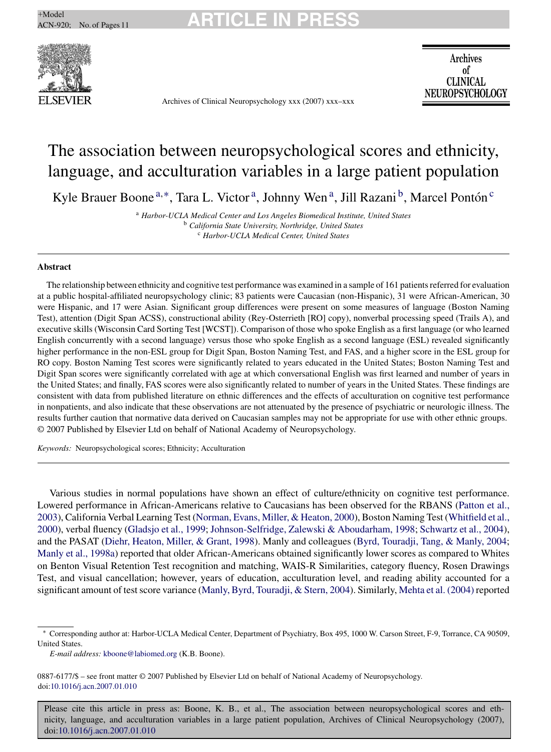# The association between neuropsychological scores and ethnicity, language, and acculturation variables in a large patient population

Kyle Brauer Boone [a,*], Tara L. Victor [a], Johnny Wen [a], Jill Razani [b], Marcel Pontón [c]

[a] *Harbor-UCLA Medical Center and Los Angeles Biomedical Institute, United States*
[b] *California State University, Northridge, United States*
[c] *Harbor-UCLA Medical Center, United States*

---

## Abstract

The relationship between ethnicity and cognitive test performance was examined in a sample of 161 patients referred for evaluation at a public hospital-affiliated neuropsychology clinic; 83 patients were Caucasian (non-Hispanic), 31 were African-American, 30 were Hispanic, and 17 were Asian. Significant group differences were present on some measures of language (Boston Naming Test), attention (Digit Span ACSS), constructional ability (Rey-Osterrieth [RO] copy), nonverbal processing speed (Trails A), and executive skills (Wisconsin Card Sorting Test [WCST]). Comparison of those who spoke English as a first language (or who learned English concurrently with a second language) versus those who spoke English as a second language (ESL) revealed significantly higher performance in the non-ESL group for Digit Span, Boston Naming Test, and FAS, and a higher score in the ESL group for RO copy. Boston Naming Test scores were significantly related to years educated in the United States; Boston Naming Test and Digit Span scores were significantly correlated with age at which conversational English was first learned and number of years in the United States; and finally, FAS scores were also significantly related to number of years in the United States. These findings are consistent with data from published literature on ethnic differences and the effects of acculturation on cognitive test performance in nonpatients, and also indicate that these observations are not attenuated by the presence of psychiatric or neurologic illness. The results further caution that normative data derived on Caucasian samples may not be appropriate for use with other ethnic groups.
© 2007 Published by Elsevier Ltd on behalf of National Academy of Neuropsychology.

*Keywords:* Neuropsychological scores; Ethnicity; Acculturation

---

Various studies in normal populations have shown an effect of culture/ethnicity on cognitive test performance. Lowered performance in African-Americans relative to Caucasians has been observed for the RBANS (Patton et al., 2003), California Verbal Learning Test (Norman, Evans, Miller, & Heaton, 2000), Boston Naming Test (Whitfield et al., 2000), verbal fluency (Gladsjo et al., 1999; Johnson-Selfridge, Zalewski & Aboudarham, 1998; Schwartz et al., 2004), and the PASAT (Diehr, Heaton, Miller, & Grant, 1998). Manly and colleagues (Byrd, Touradji, Tang, & Manly, 2004; Manly et al., 1998a) reported that older African-Americans obtained significantly lower scores as compared to Whites on Benton Visual Retention Test recognition and matching, WAIS-R Similarities, category fluency, Rosen Drawings Test, and visual cancellation; however, years of education, acculturation level, and reading ability accounted for a significant amount of test score variance (Manly, Byrd, Touradji, & Stern, 2004). Similarly, Mehta et al. (2004) reported

---

\* Corresponding author at: Harbor-UCLA Medical Center, Department of Psychiatry, Box 495, 1000 W. Carson Street, F-9, Torrance, CA 90509, United States.

*E-mail address:* kboone@labiomed.org (K.B. Boone).

0887-6177/$ – see front matter © 2007 Published by Elsevier Ltd on behalf of National Academy of Neuropsychology.
doi:10.1016/j.acn.2007.01.010

Please cite this article in press as: Boone, K. B., et al., The association between neuropsychological scores and ethnicity, language, and acculturation variables in a large patient population, Archives of Clinical Neuropsychology (2007), doi:10.1016/j.acn.2007.01.010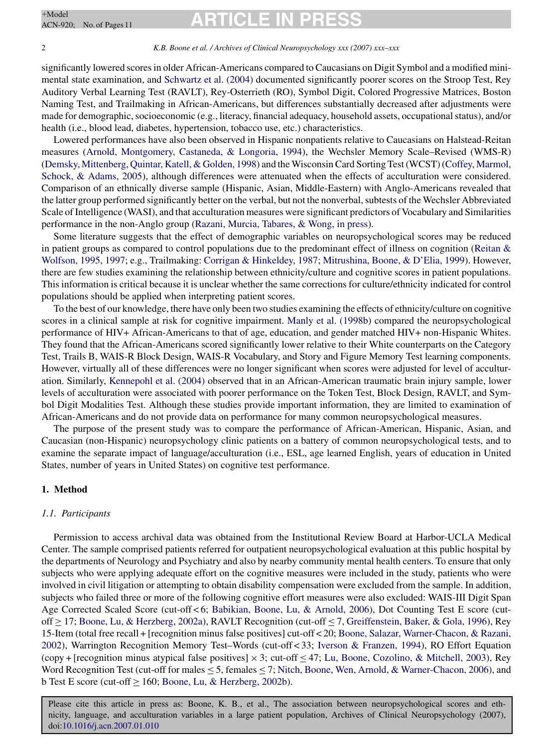significantly lowered scores in older African-Americans compared to Caucasians on Digit Symbol and a modified mini-mental state examination, and Schwartz et al. (2004) documented significantly poorer scores on the Stroop Test, Rey Auditory Verbal Learning Test (RAVLT), Rey-Osterrieth (RO), Symbol Digit, Colored Progressive Matrices, Boston Naming Test, and Trailmaking in African-Americans, but differences substantially decreased after adjustments were made for demographic, socioeconomic (e.g., literacy, financial adequacy, household assets, occupational status), and/or health (i.e., blood lead, diabetes, hypertension, tobacco use, etc.) characteristics.

Lowered performances have also been observed in Hispanic nonpatients relative to Caucasians on Halstead-Reitan measures (Arnold, Montgomery, Castaneda, & Longoria, 1994), the Wechsler Memory Scale–Revised (WMS-R) (Demsky, Mittenberg, Quintar, Katell, & Golden, 1998) and the Wisconsin Card Sorting Test (WCST) (Coffey, Marmol, Schock, & Adams, 2005), although differences were attenuated when the effects of acculturation were considered. Comparison of an ethnically diverse sample (Hispanic, Asian, Middle-Eastern) with Anglo-Americans revealed that the latter group performed significantly better on the verbal, but not the nonverbal, subtests of the Wechsler Abbreviated Scale of Intelligence (WASI), and that acculturation measures were significant predictors of Vocabulary and Similarities performance in the non-Anglo group (Razani, Murcia, Tabares, & Wong, in press).

Some literature suggests that the effect of demographic variables on neuropsychological scores may be reduced in patient groups as compared to control populations due to the predominant effect of illness on cognition (Reitan & Wolfson, 1995, 1997; e.g., Trailmaking: Corrigan & Hinkeldey, 1987; Mitrushina, Boone, & D'Elia, 1999). However, there are few studies examining the relationship between ethnicity/culture and cognitive scores in patient populations. This information is critical because it is unclear whether the same corrections for culture/ethnicity indicated for control populations should be applied when interpreting patient scores.

To the best of our knowledge, there have only been two studies examining the effects of ethnicity/culture on cognitive scores in a clinical sample at risk for cognitive impairment. Manly et al. (1998b) compared the neuropsychological performance of HIV+ African-Americans to that of age, education, and gender matched HIV+ non-Hispanic Whites. They found that the African-Americans scored significantly lower relative to their White counterparts on the Category Test, Trails B, WAIS-R Block Design, WAIS-R Vocabulary, and Story and Figure Memory Test learning components. However, virtually all of these differences were no longer significant when scores were adjusted for level of acculturation. Similarly, Kennepohl et al. (2004) observed that in an African-American traumatic brain injury sample, lower levels of acculturation were associated with poorer performance on the Token Test, Block Design, RAVLT, and Symbol Digit Modalities Test. Although these studies provide important information, they are limited to examination of African-Americans and do not provide data on performance for many common neuropsychological measures.

The purpose of the present study was to compare the performance of African-American, Hispanic, Asian, and Caucasian (non-Hispanic) neuropsychology clinic patients on a battery of common neuropsychological tests, and to examine the separate impact of language/acculturation (i.e., ESL, age learned English, years of education in United States, number of years in United States) on cognitive test performance.

## 1. Method

### 1.1. Participants

Permission to access archival data was obtained from the Institutional Review Board at Harbor-UCLA Medical Center. The sample comprised patients referred for outpatient neuropsychological evaluation at this public hospital by the departments of Neurology and Psychiatry and also by nearby community mental health centers. To ensure that only subjects who were applying adequate effort on the cognitive measures were included in the study, patients who were involved in civil litigation or attempting to obtain disability compensation were excluded from the sample. In addition, subjects who failed three or more of the following cognitive effort measures were also excluded: WAIS-III Digit Span Age Corrected Scaled Score (cut-off < 6; Babikian, Boone, Lu, & Arnold, 2006), Dot Counting Test E score (cut-off ≥ 17; Boone, Lu, & Herzberg, 2002a), RAVLT Recognition (cut-off ≤ 7, Greiffenstein, Baker, & Gola, 1996), Rey 15-Item (total free recall + [recognition minus false positives] cut-off < 20; Boone, Salazar, Warner-Chacon, & Razani, 2002), Warrington Recognition Memory Test–Words (cut-off < 33; Iverson & Franzen, 1994), RO Effort Equation (copy + [recognition minus atypical false positives] × 3; cut-off ≤ 47; Lu, Boone, Cozolino, & Mitchell, 2003), Rey Word Recognition Test (cut-off for males ≤ 5, females ≤ 7; Nitch, Boone, Wen, Arnold, & Warner-Chacon, 2006), and b Test E score (cut-off ≥ 160; Boone, Lu, & Herzberg, 2002b).

Please cite this article in press as: Boone, K. B., et al., The association between neuropsychological scores and ethnicity, language, and acculturation variables in a large patient population, Archives of Clinical Neuropsychology (2007), doi:10.1016/j.acn.2007.01.010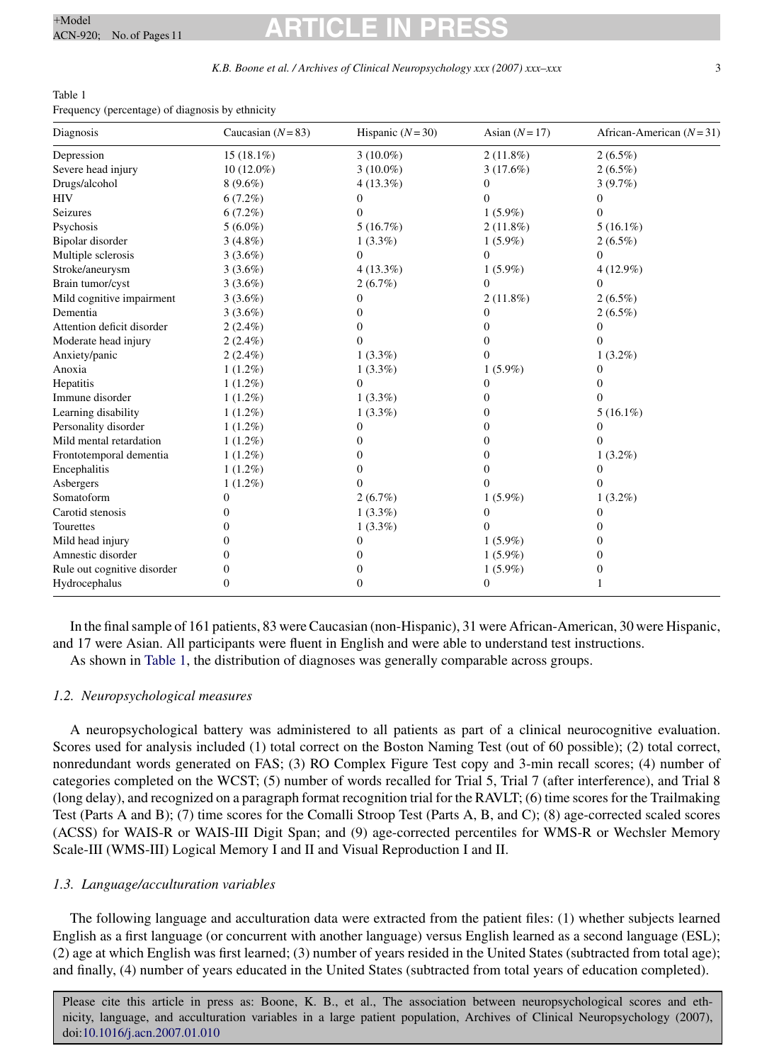Table 1
Frequency (percentage) of diagnosis by ethnicity

| Diagnosis | Caucasian ($N = 83$) | Hispanic ($N = 30$) | Asian ($N = 17$) | African-American ($N = 31$) |
|---|---|---|---|---|
| Depression | 15 (18.1%) | 3 (10.0%) | 2 (11.8%) | 2 (6.5%) |
| Severe head injury | 10 (12.0%) | 3 (10.0%) | 3 (17.6%) | 2 (6.5%) |
| Drugs/alcohol | 8 (9.6%) | 4 (13.3%) | 0 | 3 (9.7%) |
| HIV | 6 (7.2%) | 0 | 0 | 0 |
| Seizures | 6 (7.2%) | 0 | 1 (5.9%) | 0 |
| Psychosis | 5 (6.0%) | 5 (16.7%) | 2 (11.8%) | 5 (16.1%) |
| Bipolar disorder | 3 (4.8%) | 1 (3.3%) | 1 (5.9%) | 2 (6.5%) |
| Multiple sclerosis | 3 (3.6%) | 0 | 0 | 0 |
| Stroke/aneurysm | 3 (3.6%) | 4 (13.3%) | 1 (5.9%) | 4 (12.9%) |
| Brain tumor/cyst | 3 (3.6%) | 2 (6.7%) | 0 | 0 |
| Mild cognitive impairment | 3 (3.6%) | 0 | 2 (11.8%) | 2 (6.5%) |
| Dementia | 3 (3.6%) | 0 | 0 | 2 (6.5%) |
| Attention deficit disorder | 2 (2.4%) | 0 | 0 | 0 |
| Moderate head injury | 2 (2.4%) | 0 | 0 | 0 |
| Anxiety/panic | 2 (2.4%) | 1 (3.3%) | 0 | 1 (3.2%) |
| Anoxia | 1 (1.2%) | 1 (3.3%) | 1 (5.9%) | 0 |
| Hepatitis | 1 (1.2%) | 0 | 0 | 0 |
| Immune disorder | 1 (1.2%) | 1 (3.3%) | 0 | 0 |
| Learning disability | 1 (1.2%) | 1 (3.3%) | 0 | 5 (16.1%) |
| Personality disorder | 1 (1.2%) | 0 | 0 | 0 |
| Mild mental retardation | 1 (1.2%) | 0 | 0 | 0 |
| Frontotemporal dementia | 1 (1.2%) | 0 | 0 | 1 (3.2%) |
| Encephalitis | 1 (1.2%) | 0 | 0 | 0 |
| Asbergers | 1 (1.2%) | 0 | 0 | 0 |
| Somatoform | 0 | 2 (6.7%) | 1 (5.9%) | 1 (3.2%) |
| Carotid stenosis | 0 | 1 (3.3%) | 0 | 0 |
| Tourettes | 0 | 1 (3.3%) | 0 | 0 |
| Mild head injury | 0 | 0 | 1 (5.9%) | 0 |
| Amnestic disorder | 0 | 0 | 1 (5.9%) | 0 |
| Rule out cognitive disorder | 0 | 0 | 1 (5.9%) | 0 |
| Hydrocephalus | 0 | 0 | 0 | 1 |

In the final sample of 161 patients, 83 were Caucasian (non-Hispanic), 31 were African-American, 30 were Hispanic, and 17 were Asian. All participants were fluent in English and were able to understand test instructions.

As shown in Table 1, the distribution of diagnoses was generally comparable across groups.

### *1.2. Neuropsychological measures*

A neuropsychological battery was administered to all patients as part of a clinical neurocognitive evaluation. Scores used for analysis included (1) total correct on the Boston Naming Test (out of 60 possible); (2) total correct, nonredundant words generated on FAS; (3) RO Complex Figure Test copy and 3-min recall scores; (4) number of categories completed on the WCST; (5) number of words recalled for Trial 5, Trial 7 (after interference), and Trial 8 (long delay), and recognized on a paragraph format recognition trial for the RAVLT; (6) time scores for the Trailmaking Test (Parts A and B); (7) time scores for the Comalli Stroop Test (Parts A, B, and C); (8) age-corrected scaled scores (ACSS) for WAIS-R or WAIS-III Digit Span; and (9) age-corrected percentiles for WMS-R or Wechsler Memory Scale-III (WMS-III) Logical Memory I and II and Visual Reproduction I and II.

### *1.3. Language/acculturation variables*

The following language and acculturation data were extracted from the patient files: (1) whether subjects learned English as a first language (or concurrent with another language) versus English learned as a second language (ESL); (2) age at which English was first learned; (3) number of years resided in the United States (subtracted from total age); and finally, (4) number of years educated in the United States (subtracted from total years of education completed).

Please cite this article in press as: Boone, K. B., et al., The association between neuropsychological scores and ethnicity, language, and acculturation variables in a large patient population, Archives of Clinical Neuropsychology (2007), doi:10.1016/j.acn.2007.01.010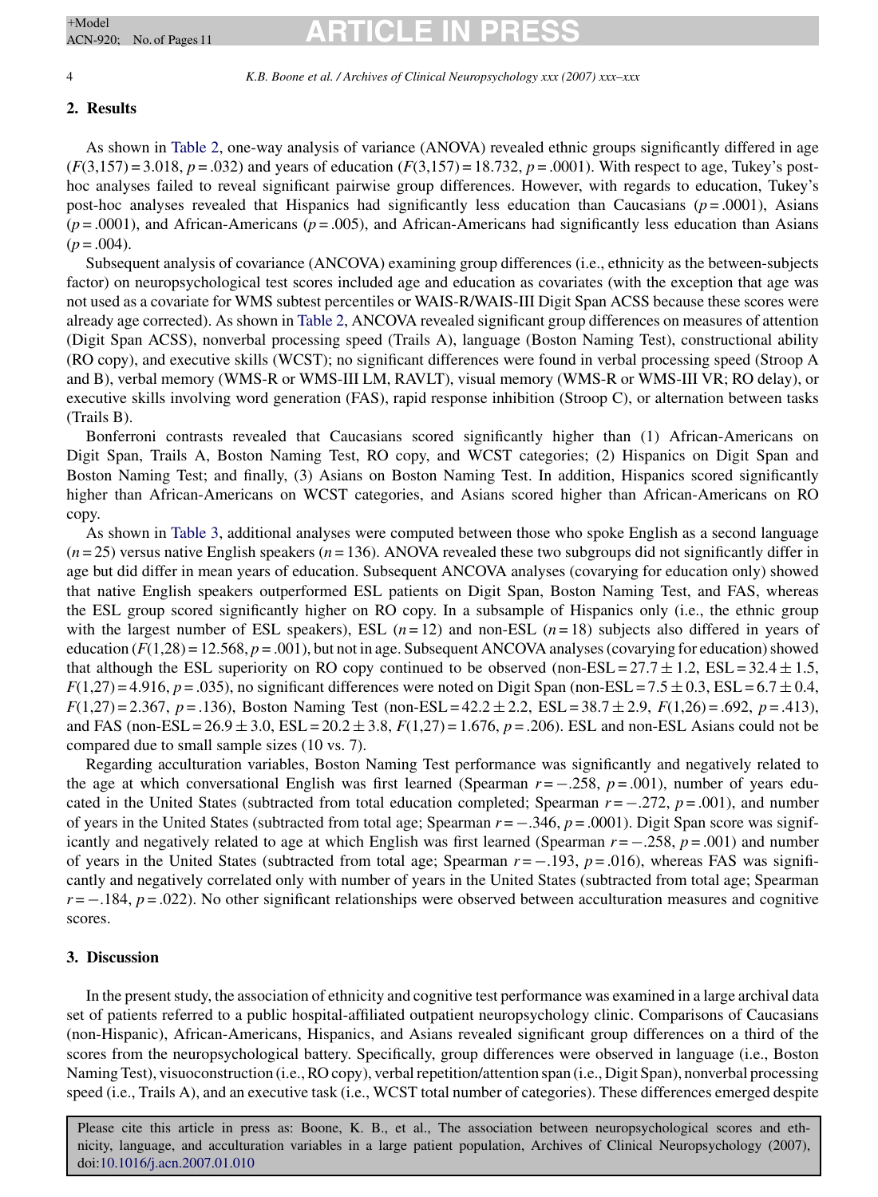## 2. Results

As shown in Table 2, one-way analysis of variance (ANOVA) revealed ethnic groups significantly differed in age ($F(3,157) = 3.018$, $p = .032$) and years of education ($F(3,157) = 18.732$, $p = .0001$). With respect to age, Tukey's post-hoc analyses failed to reveal significant pairwise group differences. However, with regards to education, Tukey's post-hoc analyses revealed that Hispanics had significantly less education than Caucasians ($p = .0001$), Asians ($p = .0001$), and African-Americans ($p = .005$), and African-Americans had significantly less education than Asians ($p = .004$).

Subsequent analysis of covariance (ANCOVA) examining group differences (i.e., ethnicity as the between-subjects factor) on neuropsychological test scores included age and education as covariates (with the exception that age was not used as a covariate for WMS subtest percentiles or WAIS-R/WAIS-III Digit Span ACSS because these scores were already age corrected). As shown in Table 2, ANCOVA revealed significant group differences on measures of attention (Digit Span ACSS), nonverbal processing speed (Trails A), language (Boston Naming Test), constructional ability (RO copy), and executive skills (WCST); no significant differences were found in verbal processing speed (Stroop A and B), verbal memory (WMS-R or WMS-III LM, RAVLT), visual memory (WMS-R or WMS-III VR; RO delay), or executive skills involving word generation (FAS), rapid response inhibition (Stroop C), or alternation between tasks (Trails B).

Bonferroni contrasts revealed that Caucasians scored significantly higher than (1) African-Americans on Digit Span, Trails A, Boston Naming Test, RO copy, and WCST categories; (2) Hispanics on Digit Span and Boston Naming Test; and finally, (3) Asians on Boston Naming Test. In addition, Hispanics scored significantly higher than African-Americans on WCST categories, and Asians scored higher than African-Americans on RO copy.

As shown in Table 3, additional analyses were computed between those who spoke English as a second language ($n = 25$) versus native English speakers ($n = 136$). ANOVA revealed these two subgroups did not significantly differ in age but did differ in mean years of education. Subsequent ANCOVA analyses (covarying for education only) showed that native English speakers outperformed ESL patients on Digit Span, Boston Naming Test, and FAS, whereas the ESL group scored significantly higher on RO copy. In a subsample of Hispanics only (i.e., the ethnic group with the largest number of ESL speakers), ESL ($n = 12$) and non-ESL ($n = 18$) subjects also differed in years of education ($F(1,28) = 12.568$, $p = .001$), but not in age. Subsequent ANCOVA analyses (covarying for education) showed that although the ESL superiority on RO copy continued to be observed (non-ESL $= 27.7 \pm 1.2$, ESL $= 32.4 \pm 1.5$, $F(1,27) = 4.916$, $p = .035$), no significant differences were noted on Digit Span (non-ESL $= 7.5 \pm 0.3$, ESL $= 6.7 \pm 0.4$, $F(1,27) = 2.367$, $p = .136$), Boston Naming Test (non-ESL $= 42.2 \pm 2.2$, ESL $= 38.7 \pm 2.9$, $F(1,26) = .692$, $p = .413$), and FAS (non-ESL $= 26.9 \pm 3.0$, ESL $= 20.2 \pm 3.8$, $F(1,27) = 1.676$, $p = .206$). ESL and non-ESL Asians could not be compared due to small sample sizes (10 vs. 7).

Regarding acculturation variables, Boston Naming Test performance was significantly and negatively related to the age at which conversational English was first learned (Spearman $r = -.258$, $p = .001$), number of years educated in the United States (subtracted from total education completed; Spearman $r = -.272$, $p = .001$), and number of years in the United States (subtracted from total age; Spearman $r = -.346$, $p = .0001$). Digit Span score was significantly and negatively related to age at which English was first learned (Spearman $r = -.258$, $p = .001$) and number of years in the United States (subtracted from total age; Spearman $r = -.193$, $p = .016$), whereas FAS was significantly and negatively correlated only with number of years in the United States (subtracted from total age; Spearman $r = -.184$, $p = .022$). No other significant relationships were observed between acculturation measures and cognitive scores.

## 3. Discussion

In the present study, the association of ethnicity and cognitive test performance was examined in a large archival data set of patients referred to a public hospital-affiliated outpatient neuropsychology clinic. Comparisons of Caucasians (non-Hispanic), African-Americans, Hispanics, and Asians revealed significant group differences on a third of the scores from the neuropsychological battery. Specifically, group differences were observed in language (i.e., Boston Naming Test), visuoconstruction (i.e., RO copy), verbal repetition/attention span (i.e., Digit Span), nonverbal processing speed (i.e., Trails A), and an executive task (i.e., WCST total number of categories). These differences emerged despite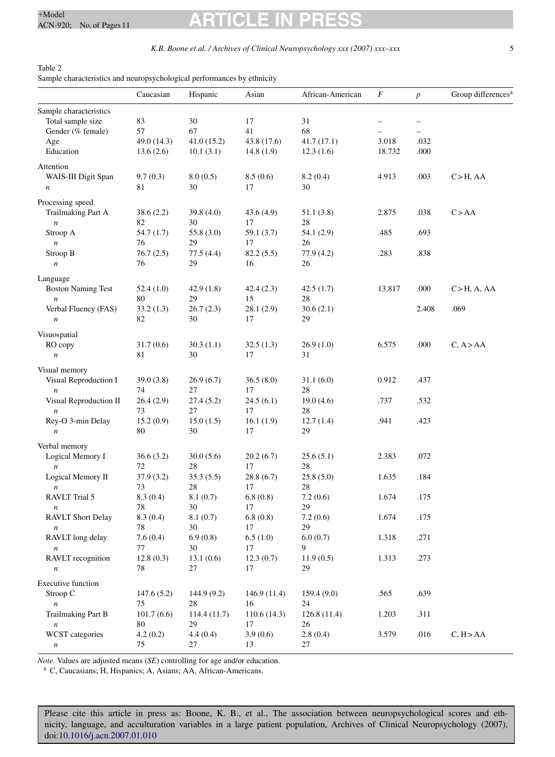Table 2
Sample characteristics and neuropsychological performances by ethnicity

| | Caucasian | Hispanic | Asian | African-American | *F* | *p* | Group differences[a] |
|---|---|---|---|---|---|---|---|
| Sample characteristics | | | | | | | |
| Total sample size | 83 | 30 | 17 | 31 | – | – | |
| Gender (% female) | 57 | 67 | 41 | 68 | – | – | |
| Age | 49.0 (14.3) | 41.0 (15.2) | 43.8 (17.6) | 41.7 (17.1) | 3.018 | .032 | |
| Education | 13.6 (2.6) | 10.1 (3.1) | 14.8 (1.9) | 12.3 (1.6) | 18.732 | .000 | |
| Attention | | | | | | | |
| WAIS-III Digit Span | 9.7 (0.3) | 8.0 (0.5) | 8.5 (0.6) | 8.2 (0.4) | 4.913 | .003 | C > H, AA |
| *n* | 81 | 30 | 17 | 30 | | | |
| Processing speed | | | | | | | |
| Trailmaking Part A | 38.6 (2.2) | 39.8 (4.0) | 43.6 (4.9) | 51.1 (3.8) | 2.875 | .038 | C > AA |
| *n* | 82 | 30 | 17 | 28 | | | |
| Stroop A | 54.7 (1.7) | 55.8 (3.0) | 59.1 (3.7) | 54.1 (2.9) | .485 | .693 | |
| *n* | 76 | 29 | 17 | 26 | | | |
| Stroop B | 76.7 (2.5) | 77.5 (4.4) | 82.2 (5.5) | 77.9 (4.2) | .283 | .838 | |
| *n* | 76 | 29 | 16 | 26 | | | |
| Language | | | | | | | |
| Boston Naming Test | 52.4 (1.0) | 42.9 (1.8) | 42.4 (2.3) | 42.5 (1.7) | 13.817 | .000 | C > H, A, AA |
| *n* | 80 | 29 | 15 | 28 | | | |
| Verbal Fluency (FAS) | 33.2 (1.3) | 26.7 (2.3) | 28.1 (2.9) | 30.6 (2.1) | | 2.408 | .069 |
| *n* | 82 | 30 | 17 | 29 | | | |
| Visuospatial | | | | | | | |
| RO copy | 31.7 (0.6) | 30.3 (1.1) | 32.5 (1.3) | 26.9 (1.0) | 6.575 | .000 | C, A > AA |
| *n* | 81 | 30 | 17 | 31 | | | |
| Visual memory | | | | | | | |
| Visual Reproduction I | 39.0 (3.8) | 26.9 (6.7) | 36.5 (8.0) | 31.1 (6.0) | 0.912 | .437 | |
| *n* | 74 | 27 | 17 | 28 | | | |
| Visual Reproduction II | 26.4 (2.9) | 27.4 (5.2) | 24.5 (6.1) | 19.0 (4.6) | .737 | .532 | |
| *n* | 73 | 27 | 17 | 28 | | | |
| Rey-O 3-min Delay | 15.2 (0.9) | 15.0 (1.5) | 16.1 (1.9) | 12.7 (1.4) | .941 | .423 | |
| *n* | 80 | 30 | 17 | 29 | | | |
| Verbal memory | | | | | | | |
| Logical Memory I | 36.6 (3.2) | 30.0 (5.6) | 20.2 (6.7) | 25.6 (5.1) | 2.383 | .072 | |
| *n* | 72 | 28 | 17 | 28 | | | |
| Logical Memory II | 37.9 (3.2) | 35.3 (5.5) | 28.8 (6.7) | 25.8 (5.0) | 1.635 | .184 | |
| *n* | 73 | 28 | 17 | 28 | | | |
| RAVLT Trial 5 | 8.3 (0.4) | 8.1 (0.7) | 6.8 (0.8) | 7.2 (0.6) | 1.674 | .175 | |
| *n* | 78 | 30 | 17 | 29 | | | |
| RAVLT Short Delay | 8.3 (0.4) | 8.1 (0.7) | 6.8 (0.8) | 7.2 (0.6) | 1.674 | .175 | |
| *n* | 78 | 30 | 17 | 29 | | | |
| RAVLT long delay | 7.6 (0.4) | 6.9 (0.8) | 6.5 (1.0) | 6.0 (0.7) | 1.318 | .271 | |
| *n* | 77 | 30 | 17 | 9 | | | |
| RAVLT recognition | 12.8 (0.3) | 13.1 (0.6) | 12.3 (0.7) | 11.9 (0.5) | 1.313 | .273 | |
| *n* | 78 | 27 | 17 | 29 | | | |
| Executive function | | | | | | | |
| Stroop C | 147.6 (5.2) | 144.9 (9.2) | 146.9 (11.4) | 159.4 (9.0) | .565 | .639 | |
| *n* | 75 | 28 | 16 | 24 | | | |
| Trailmaking Part B | 101.7 (6.6) | 114.4 (11.7) | 110.6 (14.3) | 126.8 (11.4) | 1.203 | .311 | |
| *n* | 80 | 29 | 17 | 26 | | | |
| WCST categories | 4.2 (0.2) | 4.4 (0.4) | 3.9 (0.6) | 2.8 (0.4) | 3.579 | .016 | C, H > AA |
| *n* | 75 | 27 | 13 | 27 | | | |

*Note*. Values are adjusted means (*SE*) controlling for age and/or education.
[a] C, Caucasians; H, Hispanics; A, Asians; AA, African-Americans.

Please cite this article in press as: Boone, K. B., et al., The association between neuropsychological scores and ethnicity, language, and acculturation variables in a large patient population, Archives of Clinical Neuropsychology (2007), doi:10.1016/j.acn.2007.01.010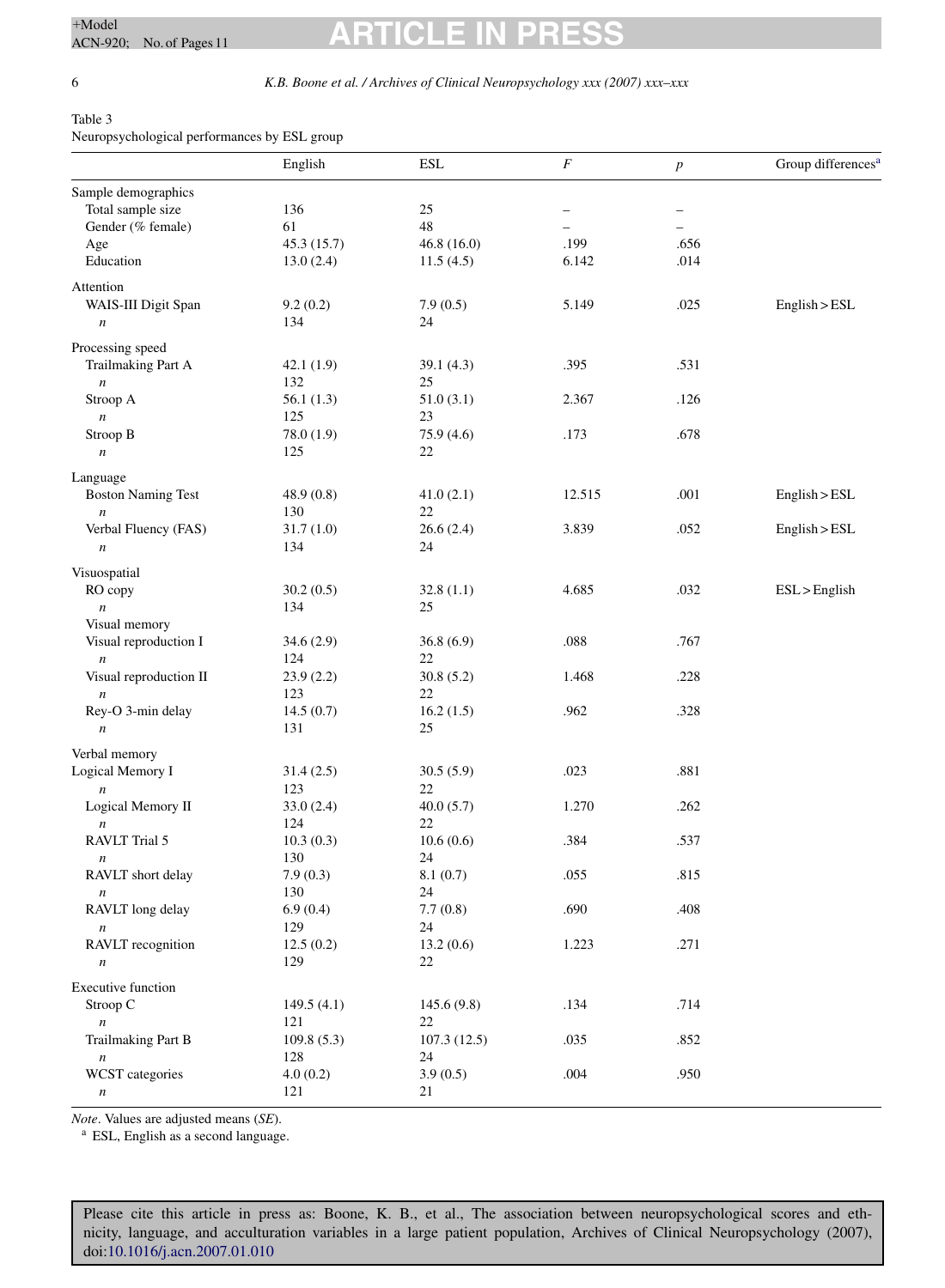Table 3
Neuropsychological performances by ESL group

| | English | ESL | *F* | *p* | Group differences[a] |
|---|---|---|---|---|---|
| Sample demographics | | | | | |
| Total sample size | 136 | 25 | – | – | |
| Gender (% female) | 61 | 48 | – | – | |
| Age | 45.3 (15.7) | 46.8 (16.0) | .199 | .656 | |
| Education | 13.0 (2.4) | 11.5 (4.5) | 6.142 | .014 | |
| Attention | | | | | |
| WAIS-III Digit Span | 9.2 (0.2) | 7.9 (0.5) | 5.149 | .025 | English > ESL |
| *n* | 134 | 24 | | | |
| Processing speed | | | | | |
| Trailmaking Part A | 42.1 (1.9) | 39.1 (4.3) | .395 | .531 | |
| *n* | 132 | 25 | | | |
| Stroop A | 56.1 (1.3) | 51.0 (3.1) | 2.367 | .126 | |
| *n* | 125 | 23 | | | |
| Stroop B | 78.0 (1.9) | 75.9 (4.6) | .173 | .678 | |
| *n* | 125 | 22 | | | |
| Language | | | | | |
| Boston Naming Test | 48.9 (0.8) | 41.0 (2.1) | 12.515 | .001 | English > ESL |
| *n* | 130 | 22 | | | |
| Verbal Fluency (FAS) | 31.7 (1.0) | 26.6 (2.4) | 3.839 | .052 | English > ESL |
| *n* | 134 | 24 | | | |
| Visuospatial | | | | | |
| RO copy | 30.2 (0.5) | 32.8 (1.1) | 4.685 | .032 | ESL > English |
| *n* | 134 | 25 | | | |
| Visual memory | | | | | |
| Visual reproduction I | 34.6 (2.9) | 36.8 (6.9) | .088 | .767 | |
| *n* | 124 | 22 | | | |
| Visual reproduction II | 23.9 (2.2) | 30.8 (5.2) | 1.468 | .228 | |
| *n* | 123 | 22 | | | |
| Rey-O 3-min delay | 14.5 (0.7) | 16.2 (1.5) | .962 | .328 | |
| *n* | 131 | 25 | | | |
| Verbal memory | | | | | |
| Logical Memory I | 31.4 (2.5) | 30.5 (5.9) | .023 | .881 | |
| *n* | 123 | 22 | | | |
| Logical Memory II | 33.0 (2.4) | 40.0 (5.7) | 1.270 | .262 | |
| *n* | 124 | 22 | | | |
| RAVLT Trial 5 | 10.3 (0.3) | 10.6 (0.6) | .384 | .537 | |
| *n* | 130 | 24 | | | |
| RAVLT short delay | 7.9 (0.3) | 8.1 (0.7) | .055 | .815 | |
| *n* | 130 | 24 | | | |
| RAVLT long delay | 6.9 (0.4) | 7.7 (0.8) | .690 | .408 | |
| *n* | 129 | 24 | | | |
| RAVLT recognition | 12.5 (0.2) | 13.2 (0.6) | 1.223 | .271 | |
| *n* | 129 | 22 | | | |
| Executive function | | | | | |
| Stroop C | 149.5 (4.1) | 145.6 (9.8) | .134 | .714 | |
| *n* | 121 | 22 | | | |
| Trailmaking Part B | 109.8 (5.3) | 107.3 (12.5) | .035 | .852 | |
| *n* | 128 | 24 | | | |
| WCST categories | 4.0 (0.2) | 3.9 (0.5) | .004 | .950 | |
| *n* | 121 | 21 | | | |

*Note*. Values are adjusted means (*SE*).
[a] ESL, English as a second language.

Please cite this article in press as: Boone, K. B., et al., The association between neuropsychological scores and ethnicity, language, and acculturation variables in a large patient population, Archives of Clinical Neuropsychology (2007), doi:10.1016/j.acn.2007.01.010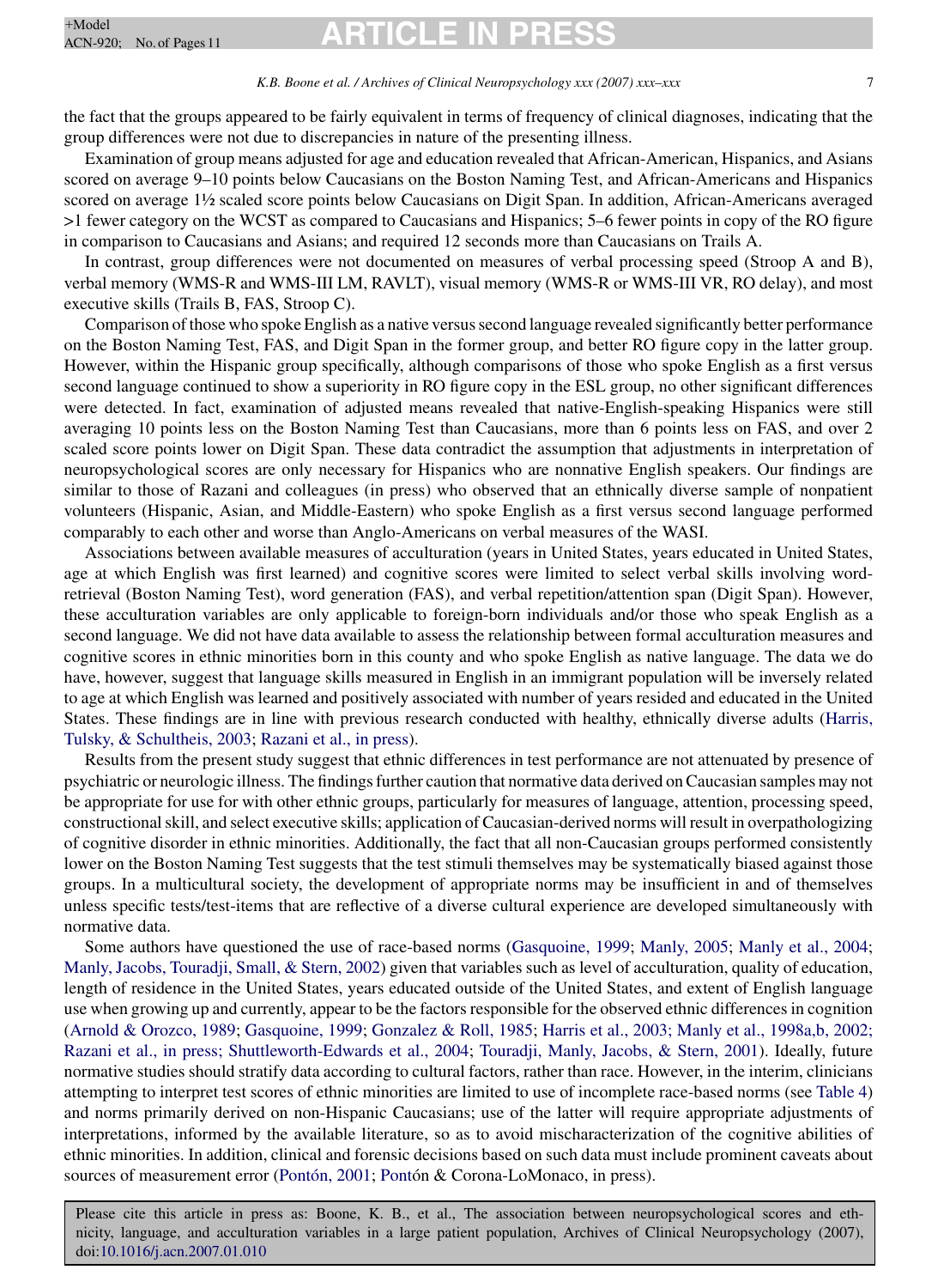the fact that the groups appeared to be fairly equivalent in terms of frequency of clinical diagnoses, indicating that the group differences were not due to discrepancies in nature of the presenting illness.

Examination of group means adjusted for age and education revealed that African-American, Hispanics, and Asians scored on average 9–10 points below Caucasians on the Boston Naming Test, and African-Americans and Hispanics scored on average 1½ scaled score points below Caucasians on Digit Span. In addition, African-Americans averaged >1 fewer category on the WCST as compared to Caucasians and Hispanics; 5–6 fewer points in copy of the RO figure in comparison to Caucasians and Asians; and required 12 seconds more than Caucasians on Trails A.

In contrast, group differences were not documented on measures of verbal processing speed (Stroop A and B), verbal memory (WMS-R and WMS-III LM, RAVLT), visual memory (WMS-R or WMS-III VR, RO delay), and most executive skills (Trails B, FAS, Stroop C).

Comparison of those who spoke English as a native versus second language revealed significantly better performance on the Boston Naming Test, FAS, and Digit Span in the former group, and better RO figure copy in the latter group. However, within the Hispanic group specifically, although comparisons of those who spoke English as a first versus second language continued to show a superiority in RO figure copy in the ESL group, no other significant differences were detected. In fact, examination of adjusted means revealed that native-English-speaking Hispanics were still averaging 10 points less on the Boston Naming Test than Caucasians, more than 6 points less on FAS, and over 2 scaled score points lower on Digit Span. These data contradict the assumption that adjustments in interpretation of neuropsychological scores are only necessary for Hispanics who are nonnative English speakers. Our findings are similar to those of Razani and colleagues (in press) who observed that an ethnically diverse sample of nonpatient volunteers (Hispanic, Asian, and Middle-Eastern) who spoke English as a first versus second language performed comparably to each other and worse than Anglo-Americans on verbal measures of the WASI.

Associations between available measures of acculturation (years in United States, years educated in United States, age at which English was first learned) and cognitive scores were limited to select verbal skills involving word-retrieval (Boston Naming Test), word generation (FAS), and verbal repetition/attention span (Digit Span). However, these acculturation variables are only applicable to foreign-born individuals and/or those who speak English as a second language. We did not have data available to assess the relationship between formal acculturation measures and cognitive scores in ethnic minorities born in this county and who spoke English as native language. The data we do have, however, suggest that language skills measured in English in an immigrant population will be inversely related to age at which English was learned and positively associated with number of years resided and educated in the United States. These findings are in line with previous research conducted with healthy, ethnically diverse adults (Harris, Tulsky, & Schultheis, 2003; Razani et al., in press).

Results from the present study suggest that ethnic differences in test performance are not attenuated by presence of psychiatric or neurologic illness. The findings further caution that normative data derived on Caucasian samples may not be appropriate for use for with other ethnic groups, particularly for measures of language, attention, processing speed, constructional skill, and select executive skills; application of Caucasian-derived norms will result in overpathologizing of cognitive disorder in ethnic minorities. Additionally, the fact that all non-Caucasian groups performed consistently lower on the Boston Naming Test suggests that the test stimuli themselves may be systematically biased against those groups. In a multicultural society, the development of appropriate norms may be insufficient in and of themselves unless specific tests/test-items that are reflective of a diverse cultural experience are developed simultaneously with normative data.

Some authors have questioned the use of race-based norms (Gasquoine, 1999; Manly, 2005; Manly et al., 2004; Manly, Jacobs, Touradji, Small, & Stern, 2002) given that variables such as level of acculturation, quality of education, length of residence in the United States, years educated outside of the United States, and extent of English language use when growing up and currently, appear to be the factors responsible for the observed ethnic differences in cognition (Arnold & Orozco, 1989; Gasquoine, 1999; Gonzalez & Roll, 1985; Harris et al., 2003; Manly et al., 1998a,b, 2002; Razani et al., in press; Shuttleworth-Edwards et al., 2004; Touradji, Manly, Jacobs, & Stern, 2001). Ideally, future normative studies should stratify data according to cultural factors, rather than race. However, in the interim, clinicians attempting to interpret test scores of ethnic minorities are limited to use of incomplete race-based norms (see Table 4) and norms primarily derived on non-Hispanic Caucasians; use of the latter will require appropriate adjustments of interpretations, informed by the available literature, so as to avoid mischaracterization of the cognitive abilities of ethnic minorities. In addition, clinical and forensic decisions based on such data must include prominent caveats about sources of measurement error (Pontón, 2001; Pontón & Corona-LoMonaco, in press).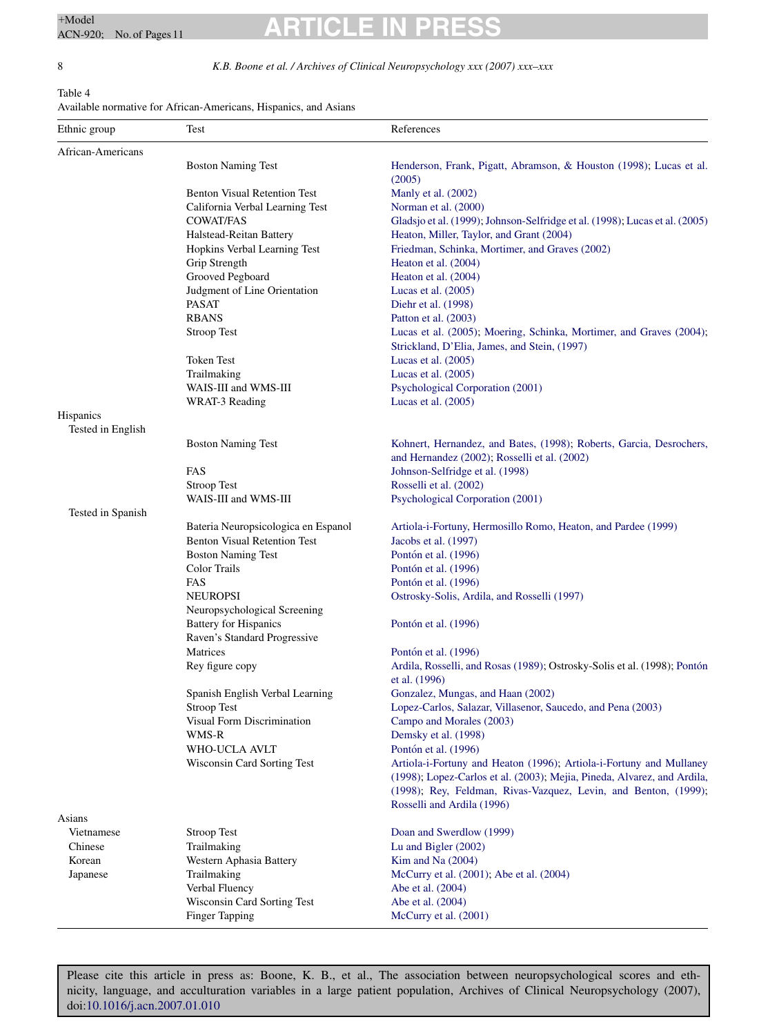Table 4
Available normative for African-Americans, Hispanics, and Asians

| Ethnic group | Test | References |
|---|---|---|
| African-Americans | | |
| | Boston Naming Test | Henderson, Frank, Pigatt, Abramson, & Houston (1998); Lucas et al. (2005) |
| | Benton Visual Retention Test | Manly et al. (2002) |
| | California Verbal Learning Test | Norman et al. (2000) |
| | COWAT/FAS | Gladsjo et al. (1999); Johnson-Selfridge et al. (1998); Lucas et al. (2005) |
| | Halstead-Reitan Battery | Heaton, Miller, Taylor, and Grant (2004) |
| | Hopkins Verbal Learning Test | Friedman, Schinka, Mortimer, and Graves (2002) |
| | Grip Strength | Heaton et al. (2004) |
| | Grooved Pegboard | Heaton et al. (2004) |
| | Judgment of Line Orientation | Lucas et al. (2005) |
| | PASAT | Diehr et al. (1998) |
| | RBANS | Patton et al. (2003) |
| | Stroop Test | Lucas et al. (2005); Moering, Schinka, Mortimer, and Graves (2004); Strickland, D'Elia, James, and Stein, (1997) |
| | Token Test | Lucas et al. (2005) |
| | Trailmaking | Lucas et al. (2005) |
| | WAIS-III and WMS-III | Psychological Corporation (2001) |
| | WRAT-3 Reading | Lucas et al. (2005) |
| Hispanics | | |
| Tested in English | | |
| | Boston Naming Test | Kohnert, Hernandez, and Bates, (1998); Roberts, Garcia, Desrochers, and Hernandez (2002); Rosselli et al. (2002) |
| | FAS | Johnson-Selfridge et al. (1998) |
| | Stroop Test | Rosselli et al. (2002) |
| | WAIS-III and WMS-III | Psychological Corporation (2001) |
| Tested in Spanish | | |
| | Bateria Neuropsicologica en Espanol | Artiola-i-Fortuny, Hermosillo Romo, Heaton, and Pardee (1999) |
| | Benton Visual Retention Test | Jacobs et al. (1997) |
| | Boston Naming Test | Pontón et al. (1996) |
| | Color Trails | Pontón et al. (1996) |
| | FAS | Pontón et al. (1996) |
| | NEUROPSI | Ostrosky-Solis, Ardila, and Rosselli (1997) |
| | Neuropsychological Screening Battery for Hispanics | Pontón et al. (1996) |
| | Raven's Standard Progressive Matrices | Pontón et al. (1996) |
| | Rey figure copy | Ardila, Rosselli, and Rosas (1989); Ostrosky-Solis et al. (1998); Pontón et al. (1996) |
| | Spanish English Verbal Learning | Gonzalez, Mungas, and Haan (2002) |
| | Stroop Test | Lopez-Carlos, Salazar, Villasenor, Saucedo, and Pena (2003) |
| | Visual Form Discrimination | Campo and Morales (2003) |
| | WMS-R | Demsky et al. (1998) |
| | WHO-UCLA AVLT | Pontón et al. (1996) |
| | Wisconsin Card Sorting Test | Artiola-i-Fortuny and Heaton (1996); Artiola-i-Fortuny and Mullaney (1998); Lopez-Carlos et al. (2003); Mejia, Pineda, Alvarez, and Ardila, (1998); Rey, Feldman, Rivas-Vazquez, Levin, and Benton, (1999); Rosselli and Ardila (1996) |
| Asians | | |
| Vietnamese | Stroop Test | Doan and Swerdlow (1999) |
| Chinese | Trailmaking | Lu and Bigler (2002) |
| Korean | Western Aphasia Battery | Kim and Na (2004) |
| Japanese | Trailmaking | McCurry et al. (2001); Abe et al. (2004) |
| | Verbal Fluency | Abe et al. (2004) |
| | Wisconsin Card Sorting Test | Abe et al. (2004) |
| | Finger Tapping | McCurry et al. (2001) |

Please cite this article in press as: Boone, K. B., et al., The association between neuropsychological scores and ethnicity, language, and acculturation variables in a large patient population, Archives of Clinical Neuropsychology (2007), doi:10.1016/j.acn.2007.01.010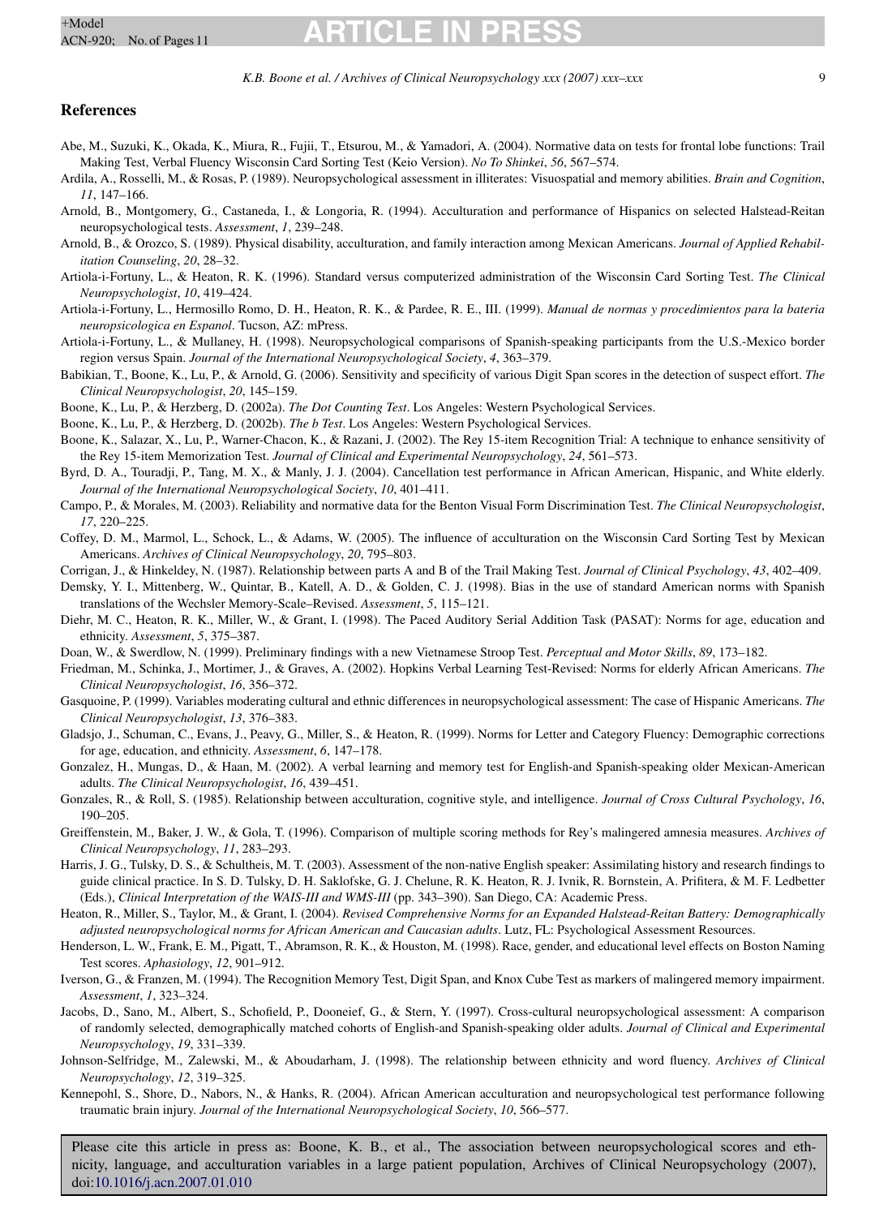## References

Abe, M., Suzuki, K., Okada, K., Miura, R., Fujii, T., Etsurou, M., & Yamadori, A. (2004). Normative data on tests for frontal lobe functions: Trail Making Test, Verbal Fluency Wisconsin Card Sorting Test (Keio Version). *No To Shinkei*, *56*, 567–574.

Ardila, A., Rosselli, M., & Rosas, P. (1989). Neuropsychological assessment in illiterates: Visuospatial and memory abilities. *Brain and Cognition*, *11*, 147–166.

Arnold, B., Montgomery, G., Castaneda, I., & Longoria, R. (1994). Acculturation and performance of Hispanics on selected Halstead-Reitan neuropsychological tests. *Assessment*, *1*, 239–248.

Arnold, B., & Orozco, S. (1989). Physical disability, acculturation, and family interaction among Mexican Americans. *Journal of Applied Rehabilitation Counseling*, *20*, 28–32.

Artiola-i-Fortuny, L., & Heaton, R. K. (1996). Standard versus computerized administration of the Wisconsin Card Sorting Test. *The Clinical Neuropsychologist*, *10*, 419–424.

Artiola-i-Fortuny, L., Hermosillo Romo, D. H., Heaton, R. K., & Pardee, R. E., III. (1999). *Manual de normas y procedimientos para la bateria neuropsicologica en Espanol*. Tucson, AZ: mPress.

Artiola-i-Fortuny, L., & Mullaney, H. (1998). Neuropsychological comparisons of Spanish-speaking participants from the U.S.-Mexico border region versus Spain. *Journal of the International Neuropsychological Society*, *4*, 363–379.

Babikian, T., Boone, K., Lu, P., & Arnold, G. (2006). Sensitivity and specificity of various Digit Span scores in the detection of suspect effort. *The Clinical Neuropsychologist*, *20*, 145–159.

Boone, K., Lu, P., & Herzberg, D. (2002a). *The Dot Counting Test*. Los Angeles: Western Psychological Services.

Boone, K., Lu, P., & Herzberg, D. (2002b). *The b Test*. Los Angeles: Western Psychological Services.

Boone, K., Salazar, X., Lu, P., Warner-Chacon, K., & Razani, J. (2002). The Rey 15-item Recognition Trial: A technique to enhance sensitivity of the Rey 15-item Memorization Test. *Journal of Clinical and Experimental Neuropsychology*, *24*, 561–573.

Byrd, D. A., Touradji, P., Tang, M. X., & Manly, J. J. (2004). Cancellation test performance in African American, Hispanic, and White elderly. *Journal of the International Neuropsychological Society*, *10*, 401–411.

Campo, P., & Morales, M. (2003). Reliability and normative data for the Benton Visual Form Discrimination Test. *The Clinical Neuropsychologist*, *17*, 220–225.

Coffey, D. M., Marmol, L., Schock, L., & Adams, W. (2005). The influence of acculturation on the Wisconsin Card Sorting Test by Mexican Americans. *Archives of Clinical Neuropsychology*, *20*, 795–803.

Corrigan, J., & Hinkeldey, N. (1987). Relationship between parts A and B of the Trail Making Test. *Journal of Clinical Psychology*, *43*, 402–409.

Demsky, Y. I., Mittenberg, W., Quintar, B., Katell, A. D., & Golden, C. J. (1998). Bias in the use of standard American norms with Spanish translations of the Wechsler Memory-Scale–Revised. *Assessment*, *5*, 115–121.

Diehr, M. C., Heaton, R. K., Miller, W., & Grant, I. (1998). The Paced Auditory Serial Addition Task (PASAT): Norms for age, education and ethnicity. *Assessment*, *5*, 375–387.

Doan, W., & Swerdlow, N. (1999). Preliminary findings with a new Vietnamese Stroop Test. *Perceptual and Motor Skills*, *89*, 173–182.

Friedman, M., Schinka, J., Mortimer, J., & Graves, A. (2002). Hopkins Verbal Learning Test-Revised: Norms for elderly African Americans. *The Clinical Neuropsychologist*, *16*, 356–372.

Gasquoine, P. (1999). Variables moderating cultural and ethnic differences in neuropsychological assessment: The case of Hispanic Americans. *The Clinical Neuropsychologist*, *13*, 376–383.

Gladsjo, J., Schuman, C., Evans, J., Peavy, G., Miller, S., & Heaton, R. (1999). Norms for Letter and Category Fluency: Demographic corrections for age, education, and ethnicity. *Assessment*, *6*, 147–178.

Gonzalez, H., Mungas, D., & Haan, M. (2002). A verbal learning and memory test for English-and Spanish-speaking older Mexican-American adults. *The Clinical Neuropsychologist*, *16*, 439–451.

Gonzales, R., & Roll, S. (1985). Relationship between acculturation, cognitive style, and intelligence. *Journal of Cross Cultural Psychology*, *16*, 190–205.

Greiffenstein, M., Baker, J. W., & Gola, T. (1996). Comparison of multiple scoring methods for Rey's malingered amnesia measures. *Archives of Clinical Neuropsychology*, *11*, 283–293.

Harris, J. G., Tulsky, D. S., & Schultheis, M. T. (2003). Assessment of the non-native English speaker: Assimilating history and research findings to guide clinical practice. In S. D. Tulsky, D. H. Saklofske, G. J. Chelune, R. K. Heaton, R. J. Ivnik, R. Bornstein, A. Prifitera, & M. F. Ledbetter (Eds.), *Clinical Interpretation of the WAIS-III and WMS-III* (pp. 343–390). San Diego, CA: Academic Press.

Heaton, R., Miller, S., Taylor, M., & Grant, I. (2004). *Revised Comprehensive Norms for an Expanded Halstead-Reitan Battery: Demographically adjusted neuropsychological norms for African American and Caucasian adults*. Lutz, FL: Psychological Assessment Resources.

Henderson, L. W., Frank, E. M., Pigatt, T., Abramson, R. K., & Houston, M. (1998). Race, gender, and educational level effects on Boston Naming Test scores. *Aphasiology*, *12*, 901–912.

Iverson, G., & Franzen, M. (1994). The Recognition Memory Test, Digit Span, and Knox Cube Test as markers of malingered memory impairment. *Assessment*, *1*, 323–324.

Jacobs, D., Sano, M., Albert, S., Schofield, P., Dooneief, G., & Stern, Y. (1997). Cross-cultural neuropsychological assessment: A comparison of randomly selected, demographically matched cohorts of English-and Spanish-speaking older adults. *Journal of Clinical and Experimental Neuropsychology*, *19*, 331–339.

Johnson-Selfridge, M., Zalewski, M., & Aboudarham, J. (1998). The relationship between ethnicity and word fluency. *Archives of Clinical Neuropsychology*, *12*, 319–325.

Kennepohl, S., Shore, D., Nabors, N., & Hanks, R. (2004). African American acculturation and neuropsychological test performance following traumatic brain injury. *Journal of the International Neuropsychological Society*, *10*, 566–577.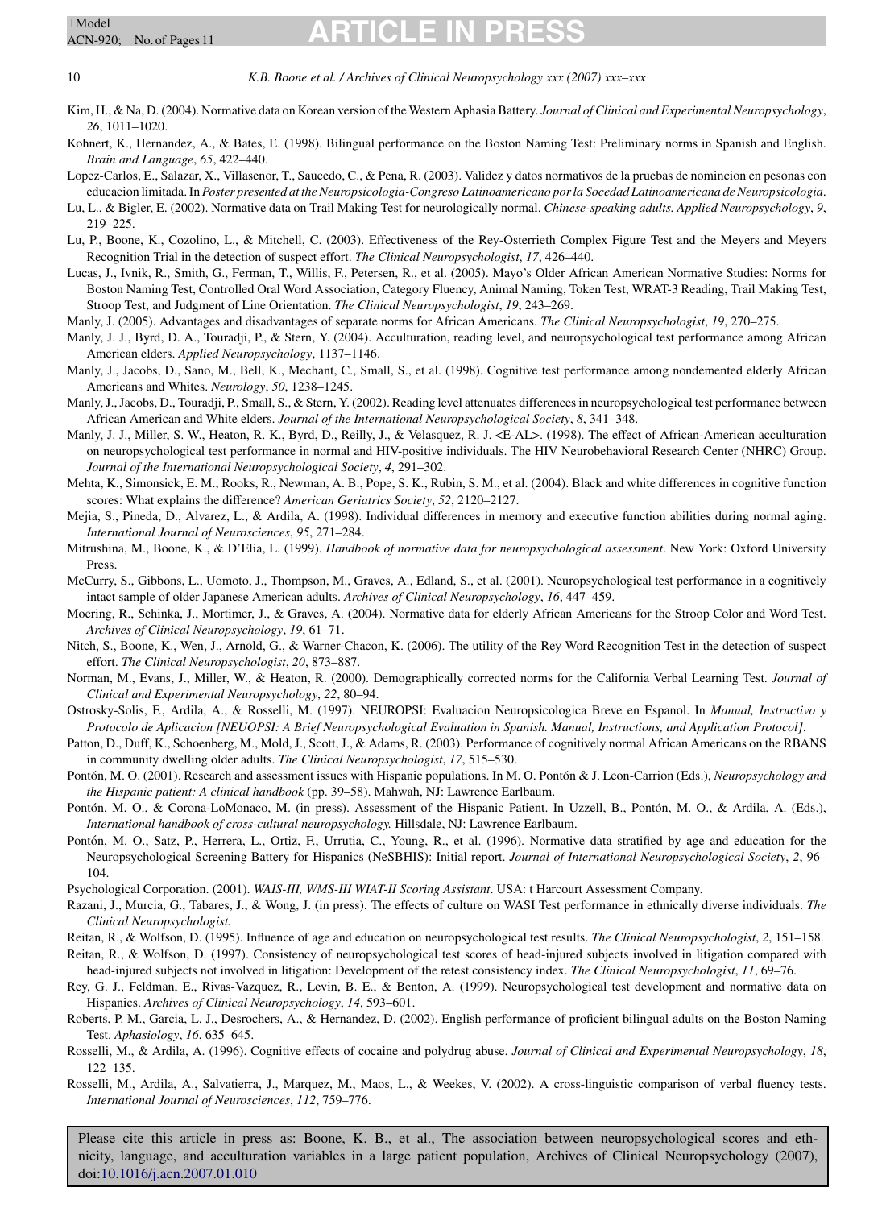Kim, H., & Na, D. (2004). Normative data on Korean version of the Western Aphasia Battery. *Journal of Clinical and Experimental Neuropsychology*, *26*, 1011–1020.

Kohnert, K., Hernandez, A., & Bates, E. (1998). Bilingual performance on the Boston Naming Test: Preliminary norms in Spanish and English. *Brain and Language*, *65*, 422–440.

Lopez-Carlos, E., Salazar, X., Villasenor, T., Saucedo, C., & Pena, R. (2003). Validez y datos normativos de la pruebas de nomincion en pesonas con educacion limitada. In *Poster presented at the Neuropsicologia-Congreso Latinoamericano por la Socedad Latinoamericana de Neuropsicologia*.

Lu, L., & Bigler, E. (2002). Normative data on Trail Making Test for neurologically normal. *Chinese-speaking adults. Applied Neuropsychology*, *9*, 219–225.

Lu, P., Boone, K., Cozolino, L., & Mitchell, C. (2003). Effectiveness of the Rey-Osterrieth Complex Figure Test and the Meyers and Meyers Recognition Trial in the detection of suspect effort. *The Clinical Neuropsychologist*, *17*, 426–440.

Lucas, J., Ivnik, R., Smith, G., Ferman, T., Willis, F., Petersen, R., et al. (2005). Mayo's Older African American Normative Studies: Norms for Boston Naming Test, Controlled Oral Word Association, Category Fluency, Animal Naming, Token Test, WRAT-3 Reading, Trail Making Test, Stroop Test, and Judgment of Line Orientation. *The Clinical Neuropsychologist*, *19*, 243–269.

Manly, J. (2005). Advantages and disadvantages of separate norms for African Americans. *The Clinical Neuropsychologist*, *19*, 270–275.

Manly, J. J., Byrd, D. A., Touradji, P., & Stern, Y. (2004). Acculturation, reading level, and neuropsychological test performance among African American elders. *Applied Neuropsychology*, 1137–1146.

Manly, J., Jacobs, D., Sano, M., Bell, K., Mechant, C., Small, S., et al. (1998). Cognitive test performance among nondemented elderly African Americans and Whites. *Neurology*, *50*, 1238–1245.

Manly, J., Jacobs, D., Touradji, P., Small, S., & Stern, Y. (2002). Reading level attenuates differences in neuropsychological test performance between African American and White elders. *Journal of the International Neuropsychological Society*, *8*, 341–348.

Manly, J. J., Miller, S. W., Heaton, R. K., Byrd, D., Reilly, J., & Velasquez, R. J. <E-AL>. (1998). The effect of African-American acculturation on neuropsychological test performance in normal and HIV-positive individuals. The HIV Neurobehavioral Research Center (NHRC) Group. *Journal of the International Neuropsychological Society*, *4*, 291–302.

Mehta, K., Simonsick, E. M., Rooks, R., Newman, A. B., Pope, S. K., Rubin, S. M., et al. (2004). Black and white differences in cognitive function scores: What explains the difference? *American Geriatrics Society*, *52*, 2120–2127.

Mejia, S., Pineda, D., Alvarez, L., & Ardila, A. (1998). Individual differences in memory and executive function abilities during normal aging. *International Journal of Neurosciences*, *95*, 271–284.

Mitrushina, M., Boone, K., & D'Elia, L. (1999). *Handbook of normative data for neuropsychological assessment*. New York: Oxford University Press.

McCurry, S., Gibbons, L., Uomoto, J., Thompson, M., Graves, A., Edland, S., et al. (2001). Neuropsychological test performance in a cognitively intact sample of older Japanese American adults. *Archives of Clinical Neuropsychology*, *16*, 447–459.

Moering, R., Schinka, J., Mortimer, J., & Graves, A. (2004). Normative data for elderly African Americans for the Stroop Color and Word Test. *Archives of Clinical Neuropsychology*, *19*, 61–71.

Nitch, S., Boone, K., Wen, J., Arnold, G., & Warner-Chacon, K. (2006). The utility of the Rey Word Recognition Test in the detection of suspect effort. *The Clinical Neuropsychologist*, *20*, 873–887.

Norman, M., Evans, J., Miller, W., & Heaton, R. (2000). Demographically corrected norms for the California Verbal Learning Test. *Journal of Clinical and Experimental Neuropsychology*, *22*, 80–94.

Ostrosky-Solis, F., Ardila, A., & Rosselli, M. (1997). NEUROPSI: Evaluacion Neuropsicologica Breve en Espanol. In *Manual, Instructivo y Protocolo de Aplicacion [NEUOPSI: A Brief Neuropsychological Evaluation in Spanish. Manual, Instructions, and Application Protocol]*.

Patton, D., Duff, K., Schoenberg, M., Mold, J., Scott, J., & Adams, R. (2003). Performance of cognitively normal African Americans on the RBANS in community dwelling older adults. *The Clinical Neuropsychologist*, *17*, 515–530.

Pontón, M. O. (2001). Research and assessment issues with Hispanic populations. In M. O. Pontón & J. Leon-Carrion (Eds.), *Neuropsychology and the Hispanic patient: A clinical handbook* (pp. 39–58). Mahwah, NJ: Lawrence Earlbaum.

Pontón, M. O., & Corona-LoMonaco, M. (in press). Assessment of the Hispanic Patient. In Uzzell, B., Pontón, M. O., & Ardila, A. (Eds.), *International handbook of cross-cultural neuropsychology.* Hillsdale, NJ: Lawrence Earlbaum.

Pontón, M. O., Satz, P., Herrera, L., Ortiz, F., Urrutia, C., Young, R., et al. (1996). Normative data stratified by age and education for the Neuropsychological Screening Battery for Hispanics (NeSBHIS): Initial report. *Journal of International Neuropsychological Society*, *2*, 96–104.

Psychological Corporation. (2001). *WAIS-III, WMS-III WIAT-II Scoring Assistant*. USA: t Harcourt Assessment Company.

Razani, J., Murcia, G., Tabares, J., & Wong, J. (in press). The effects of culture on WASI Test performance in ethnically diverse individuals. *The Clinical Neuropsychologist.*

Reitan, R., & Wolfson, D. (1995). Influence of age and education on neuropsychological test results. *The Clinical Neuropsychologist*, *2*, 151–158.

Reitan, R., & Wolfson, D. (1997). Consistency of neuropsychological test scores of head-injured subjects involved in litigation compared with head-injured subjects not involved in litigation: Development of the retest consistency index. *The Clinical Neuropsychologist*, *11*, 69–76.

Rey, G. J., Feldman, E., Rivas-Vazquez, R., Levin, B. E., & Benton, A. (1999). Neuropsychological test development and normative data on Hispanics. *Archives of Clinical Neuropsychology*, *14*, 593–601.

Roberts, P. M., Garcia, L. J., Desrochers, A., & Hernandez, D. (2002). English performance of proficient bilingual adults on the Boston Naming Test. *Aphasiology*, *16*, 635–645.

Rosselli, M., & Ardila, A. (1996). Cognitive effects of cocaine and polydrug abuse. *Journal of Clinical and Experimental Neuropsychology*, *18*, 122–135.

Rosselli, M., Ardila, A., Salvatierra, J., Marquez, M., Maos, L., & Weekes, V. (2002). A cross-linguistic comparison of verbal fluency tests. *International Journal of Neurosciences*, *112*, 759–776.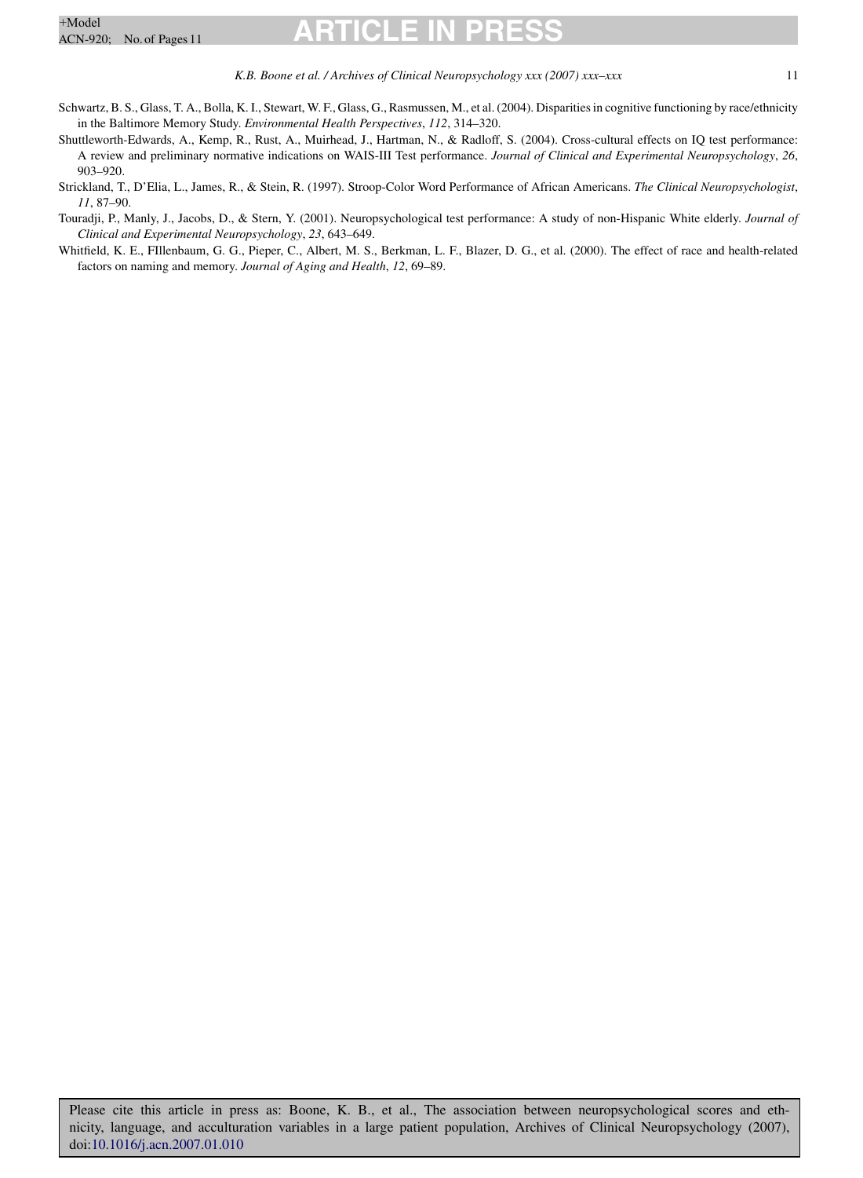Schwartz, B. S., Glass, T. A., Bolla, K. I., Stewart, W. F., Glass, G., Rasmussen, M., et al. (2004). Disparities in cognitive functioning by race/ethnicity in the Baltimore Memory Study. *Environmental Health Perspectives*, *112*, 314–320.

Shuttleworth-Edwards, A., Kemp, R., Rust, A., Muirhead, J., Hartman, N., & Radloff, S. (2004). Cross-cultural effects on IQ test performance: A review and preliminary normative indications on WAIS-III Test performance. *Journal of Clinical and Experimental Neuropsychology*, *26*, 903–920.

Strickland, T., D'Elia, L., James, R., & Stein, R. (1997). Stroop-Color Word Performance of African Americans. *The Clinical Neuropsychologist*, *11*, 87–90.

Touradji, P., Manly, J., Jacobs, D., & Stern, Y. (2001). Neuropsychological test performance: A study of non-Hispanic White elderly. *Journal of Clinical and Experimental Neuropsychology*, *23*, 643–649.

Whitfield, K. E., FIllenbaum, G. G., Pieper, C., Albert, M. S., Berkman, L. F., Blazer, D. G., et al. (2000). The effect of race and health-related factors on naming and memory. *Journal of Aging and Health*, *12*, 69–89.